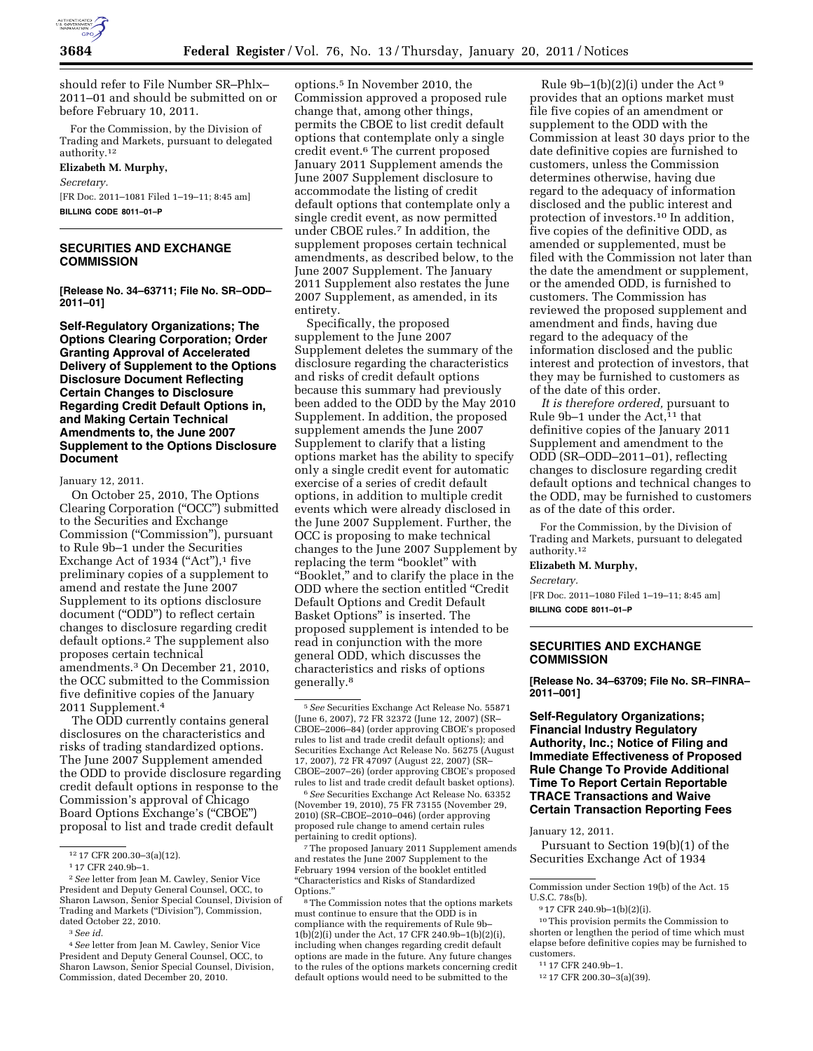should refer to File Number SR–Phlx–2011–01 and should be submitted on or before February 10, 2011.

For the Commission, by the Division of Trading and Markets, pursuant to delegated authority.[12]

**Elizabeth M. Murphy,**

*Secretary.*

[FR Doc. 2011–1081 Filed 1–19–11; 8:45 am]

**BILLING CODE 8011–01–P**

[12] 17 CFR 200.30–3(a)(12).

---

## SECURITIES AND EXCHANGE COMMISSION

**[Release No. 34–63711; File No. SR–ODD–2011–01]**

### Self-Regulatory Organizations; The Options Clearing Corporation; Order Granting Approval of Accelerated Delivery of Supplement to the Options Disclosure Document Reflecting Certain Changes to Disclosure Regarding Credit Default Options in, and Making Certain Technical Amendments to, the June 2007 Supplement to the Options Disclosure Document

January 12, 2011.

On October 25, 2010, The Options Clearing Corporation ("OCC") submitted to the Securities and Exchange Commission ("Commission"), pursuant to Rule 9b–1 under the Securities Exchange Act of 1934 ("Act"),[1] five preliminary copies of a supplement to amend and restate the June 2007 Supplement to its options disclosure document ("ODD") to reflect certain changes to disclosure regarding credit default options.[2] The supplement also proposes certain technical amendments.[3] On December 21, 2010, the OCC submitted to the Commission five definitive copies of the January 2011 Supplement.[4]

The ODD currently contains general disclosures on the characteristics and risks of trading standardized options. The June 2007 Supplement amended the ODD to provide disclosure regarding credit default options in response to the Commission's approval of Chicago Board Options Exchange's ("CBOE") proposal to list and trade credit default options.[5] In November 2010, the Commission approved a proposed rule change that, among other things, permits the CBOE to list credit default options that contemplate only a single credit event.[6] The current proposed January 2011 Supplement amends the June 2007 Supplement disclosure to accommodate the listing of credit default options that contemplate only a single credit event, as now permitted under CBOE rules.[7] In addition, the supplement proposes certain technical amendments, as described below, to the June 2007 Supplement. The January 2011 Supplement also restates the June 2007 Supplement, as amended, in its entirety.

Specifically, the proposed supplement to the June 2007 Supplement deletes the summary of the disclosure regarding the characteristics and risks of credit default options because this summary had previously been added to the ODD by the May 2010 Supplement. In addition, the proposed supplement amends the June 2007 Supplement to clarify that a listing options market has the ability to specify only a single credit event for automatic exercise of a series of credit default options, in addition to multiple credit events which were already disclosed in the June 2007 Supplement. Further, the OCC is proposing to make technical changes to the June 2007 Supplement by replacing the term "booklet" with "Booklet," and to clarify the place in the ODD where the section entitled "Credit Default Options and Credit Default Basket Options" is inserted. The proposed supplement is intended to be read in conjunction with the more general ODD, which discusses the characteristics and risks of options generally.[8]

Rule 9b–1(b)(2)(i) under the Act[9] provides that an options market must file five copies of an amendment or supplement to the ODD with the Commission at least 30 days prior to the date definitive copies are furnished to customers, unless the Commission determines otherwise, having due regard to the adequacy of information disclosed and the public interest and protection of investors.[10] In addition, five copies of the definitive ODD, as amended or supplemented, must be filed with the Commission not later than the date the amendment or supplement, or the amended ODD, is furnished to customers. The Commission has reviewed the proposed supplement and amendment and finds, having due regard to the adequacy of the information disclosed and the public interest and protection of investors, that they may be furnished to customers as of the date of this order.

*It is therefore ordered,* pursuant to Rule 9b–1 under the Act,[11] that definitive copies of the January 2011 Supplement and amendment to the ODD (SR–ODD–2011–01), reflecting changes to disclosure regarding credit default options and technical changes to the ODD, may be furnished to customers as of the date of this order.

For the Commission, by the Division of Trading and Markets, pursuant to delegated authority.[12]

**Elizabeth M. Murphy,**

*Secretary.*

[FR Doc. 2011–1080 Filed 1–19–11; 8:45 am]

**BILLING CODE 8011–01–P**

[1] 17 CFR 240.9b–1.

[2] *See* letter from Jean M. Cawley, Senior Vice President and Deputy General Counsel, OCC, to Sharon Lawson, Senior Special Counsel, Division of Trading and Markets ("Division"), Commission, dated October 22, 2010.

[3] *See id.*

[4] *See* letter from Jean M. Cawley, Senior Vice President and Deputy General Counsel, OCC, to Sharon Lawson, Senior Special Counsel, Division, Commission, dated December 20, 2010.

[5] *See* Securities Exchange Act Release No. 55871 (June 6, 2007), 72 FR 32372 (June 12, 2007) (SR–CBOE–2006–84) (order approving CBOE's proposed rules to list and trade credit default options); and Securities Exchange Act Release No. 56275 (August 17, 2007), 72 FR 47097 (August 22, 2007) (SR–CBOE–2007–26) (order approving CBOE's proposed rules to list and trade credit default basket options).

[6] *See* Securities Exchange Act Release No. 63352 (November 19, 2010), 75 FR 73155 (November 29, 2010) (SR–CBOE–2010–046) (order approving proposed rule change to amend certain rules pertaining to credit options).

[7] The proposed January 2011 Supplement amends and restates the June 2007 Supplement to the February 1994 version of the booklet entitled "Characteristics and Risks of Standardized Options."

[8] The Commission notes that the options markets must continue to ensure that the ODD is in compliance with the requirements of Rule 9b–1(b)(2)(i) under the Act, 17 CFR 240.9b–1(b)(2)(i), including when changes regarding credit default options are made in the future. Any future changes to the rules of the options markets concerning credit default options would need to be submitted to the Commission under Section 19(b) of the Act. 15 U.S.C. 78s(b).

[9] 17 CFR 240.9b–1(b)(2)(i).

[10] This provision permits the Commission to shorten or lengthen the period of time which must elapse before definitive copies may be furnished to customers.

[11] 17 CFR 240.9b–1.

[12] 17 CFR 200.30–3(a)(39).

---

## SECURITIES AND EXCHANGE COMMISSION

**[Release No. 34–63709; File No. SR–FINRA–2011–001]**

### Self-Regulatory Organizations; Financial Industry Regulatory Authority, Inc.; Notice of Filing and Immediate Effectiveness of Proposed Rule Change To Provide Additional Time To Report Certain Reportable TRACE Transactions and Waive Certain Transaction Reporting Fees

January 12, 2011.

Pursuant to Section 19(b)(1) of the Securities Exchange Act of 1934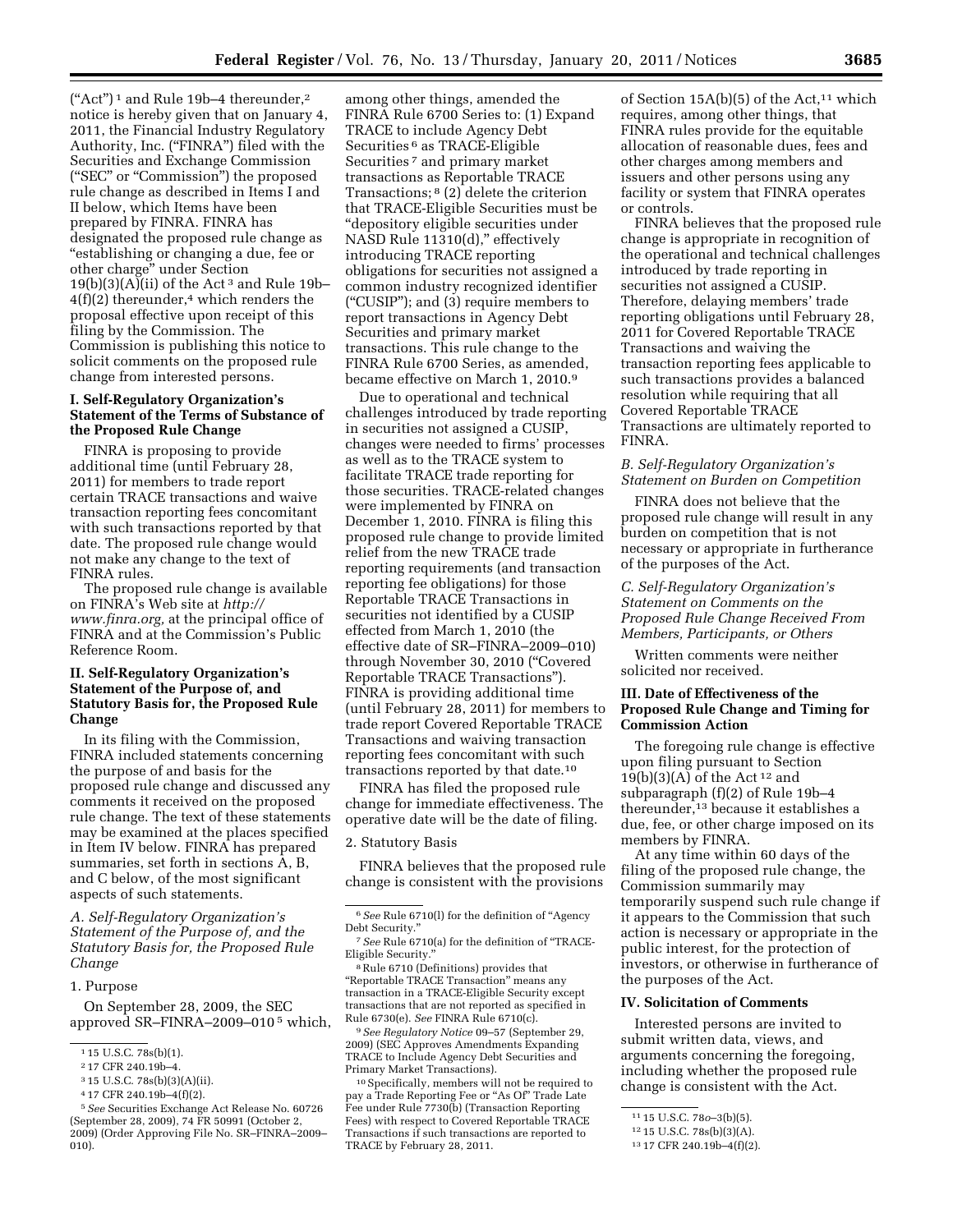("Act")[1] and Rule 19b–4 thereunder,[2] notice is hereby given that on January 4, 2011, the Financial Industry Regulatory Authority, Inc. ("FINRA") filed with the Securities and Exchange Commission ("SEC" or "Commission") the proposed rule change as described in Items I and II below, which Items have been prepared by FINRA. FINRA has designated the proposed rule change as "establishing or changing a due, fee or other charge" under Section 19(b)(3)(A)(ii) of the Act[3] and Rule 19b–4(f)(2) thereunder,[4] which renders the proposal effective upon receipt of this filing by the Commission. The Commission is publishing this notice to solicit comments on the proposed rule change from interested persons.

## I. Self-Regulatory Organization's Statement of the Terms of Substance of the Proposed Rule Change

FINRA is proposing to provide additional time (until February 28, 2011) for members to trade report certain TRACE transactions and waive transaction reporting fees concomitant with such transactions reported by that date. The proposed rule change would not make any change to the text of FINRA rules.

The proposed rule change is available on FINRA's Web site at *http://www.finra.org,* at the principal office of FINRA and at the Commission's Public Reference Room.

## II. Self-Regulatory Organization's Statement of the Purpose of, and Statutory Basis for, the Proposed Rule Change

In its filing with the Commission, FINRA included statements concerning the purpose of and basis for the proposed rule change and discussed any comments it received on the proposed rule change. The text of these statements may be examined at the places specified in Item IV below. FINRA has prepared summaries, set forth in sections A, B, and C below, of the most significant aspects of such statements.

### *A. Self-Regulatory Organization's Statement of the Purpose of, and the Statutory Basis for, the Proposed Rule Change*

#### 1. Purpose

On September 28, 2009, the SEC approved SR–FINRA–2009–010[5] which, among other things, amended the FINRA Rule 6700 Series to: (1) Expand TRACE to include Agency Debt Securities[6] as TRACE-Eligible Securities[7] and primary market transactions as Reportable TRACE Transactions;[8] (2) delete the criterion that TRACE-Eligible Securities must be "depository eligible securities under NASD Rule 11310(d)," effectively introducing TRACE reporting obligations for securities not assigned a common industry recognized identifier ("CUSIP"); and (3) require members to report transactions in Agency Debt Securities and primary market transactions. This rule change to the FINRA Rule 6700 Series, as amended, became effective on March 1, 2010.[9]

Due to operational and technical challenges introduced by trade reporting in securities not assigned a CUSIP, changes were needed to firms' processes as well as to the TRACE system to facilitate TRACE trade reporting for those securities. TRACE-related changes were implemented by FINRA on December 1, 2010. FINRA is filing this proposed rule change to provide limited relief from the new TRACE trade reporting requirements (and transaction reporting fee obligations) for those Reportable TRACE Transactions in securities not identified by a CUSIP effected from March 1, 2010 (the effective date of SR–FINRA–2009–010) through November 30, 2010 ("Covered Reportable TRACE Transactions"). FINRA is providing additional time (until February 28, 2011) for members to trade report Covered Reportable TRACE Transactions and waiving transaction reporting fees concomitant with such transactions reported by that date.[10]

FINRA has filed the proposed rule change for immediate effectiveness. The operative date will be the date of filing.

#### 2. Statutory Basis

FINRA believes that the proposed rule change is consistent with the provisions of Section 15A(b)(5) of the Act,[11] which requires, among other things, that FINRA rules provide for the equitable allocation of reasonable dues, fees and other charges among members and issuers and other persons using any facility or system that FINRA operates or controls.

FINRA believes that the proposed rule change is appropriate in recognition of the operational and technical challenges introduced by trade reporting in securities not assigned a CUSIP. Therefore, delaying members' trade reporting obligations until February 28, 2011 for Covered Reportable TRACE Transactions and waiving the transaction reporting fees applicable to such transactions provides a balanced resolution while requiring that all Covered Reportable TRACE Transactions are ultimately reported to FINRA.

### *B. Self-Regulatory Organization's Statement on Burden on Competition*

FINRA does not believe that the proposed rule change will result in any burden on competition that is not necessary or appropriate in furtherance of the purposes of the Act.

### *C. Self-Regulatory Organization's Statement on Comments on the Proposed Rule Change Received From Members, Participants, or Others*

Written comments were neither solicited nor received.

## III. Date of Effectiveness of the Proposed Rule Change and Timing for Commission Action

The foregoing rule change is effective upon filing pursuant to Section 19(b)(3)(A) of the Act[12] and subparagraph (f)(2) of Rule 19b–4 thereunder,[13] because it establishes a due, fee, or other charge imposed on its members by FINRA.

At any time within 60 days of the filing of the proposed rule change, the Commission summarily may temporarily suspend such rule change if it appears to the Commission that such action is necessary or appropriate in the public interest, for the protection of investors, or otherwise in furtherance of the purposes of the Act.

## IV. Solicitation of Comments

Interested persons are invited to submit written data, views, and arguments concerning the foregoing, including whether the proposed rule change is consistent with the Act.

---

[1] 15 U.S.C. 78s(b)(1).

[2] 17 CFR 240.19b–4.

[3] 15 U.S.C. 78s(b)(3)(A)(ii).

[4] 17 CFR 240.19b–4(f)(2).

[5] *See* Securities Exchange Act Release No. 60726 (September 28, 2009), 74 FR 50991 (October 2, 2009) (Order Approving File No. SR–FINRA–2009–010).

[6] *See* Rule 6710(l) for the definition of "Agency Debt Security."

[7] *See* Rule 6710(a) for the definition of "TRACE-Eligible Security."

[8] Rule 6710 (Definitions) provides that "Reportable TRACE Transaction" means any transaction in a TRACE-Eligible Security except transactions that are not reported as specified in Rule 6730(e). *See* FINRA Rule 6710(c).

[9] *See Regulatory Notice* 09–57 (September 29, 2009) (SEC Approves Amendments Expanding TRACE to Include Agency Debt Securities and Primary Market Transactions).

[10] Specifically, members will not be required to pay a Trade Reporting Fee or "As Of" Trade Late Fee under Rule 7730(b) (Transaction Reporting Fees) with respect to Covered Reportable TRACE Transactions if such transactions are reported to TRACE by February 28, 2011.

[11] 15 U.S.C. 78*o*–3(b)(5).

[12] 15 U.S.C. 78s(b)(3)(A).

[13] 17 CFR 240.19b–4(f)(2).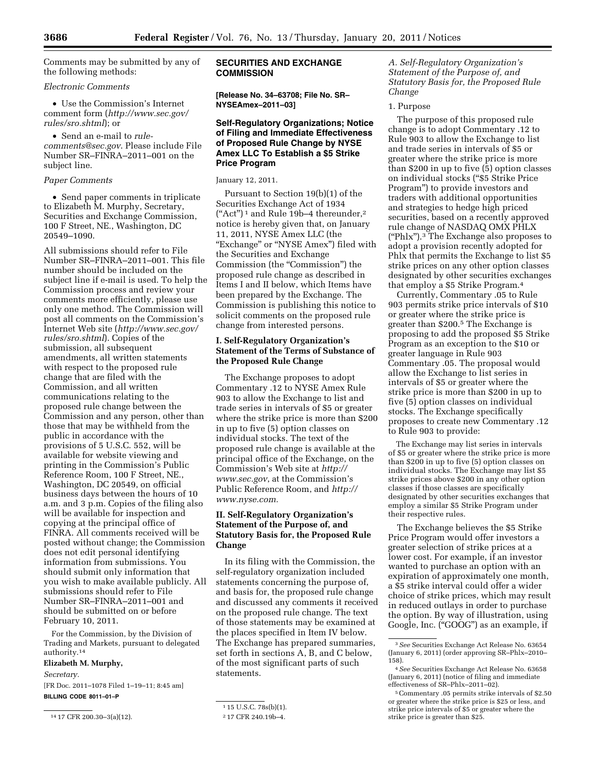Comments may be submitted by any of the following methods:

*Electronic Comments*

- Use the Commission's Internet comment form (*http://www.sec.gov/rules/sro.shtml*); or
- Send an e-mail to *rule-comments@sec.gov*. Please include File Number SR–FINRA–2011–001 on the subject line.

*Paper Comments*

- Send paper comments in triplicate to Elizabeth M. Murphy, Secretary, Securities and Exchange Commission, 100 F Street, NE., Washington, DC 20549–1090.

All submissions should refer to File Number SR–FINRA–2011–001. This file number should be included on the subject line if e-mail is used. To help the Commission process and review your comments more efficiently, please use only one method. The Commission will post all comments on the Commission's Internet Web site (*http://www.sec.gov/rules/sro.shtml*). Copies of the submission, all subsequent amendments, all written statements with respect to the proposed rule change that are filed with the Commission, and all written communications relating to the proposed rule change between the Commission and any person, other than those that may be withheld from the public in accordance with the provisions of 5 U.S.C. 552, will be available for website viewing and printing in the Commission's Public Reference Room, 100 F Street, NE., Washington, DC 20549, on official business days between the hours of 10 a.m. and 3 p.m. Copies of the filing also will be available for inspection and copying at the principal office of FINRA. All comments received will be posted without change; the Commission does not edit personal identifying information from submissions. You should submit only information that you wish to make available publicly. All submissions should refer to File Number SR–FINRA–2011–001 and should be submitted on or before February 10, 2011.

For the Commission, by the Division of Trading and Markets, pursuant to delegated authority.[14]

**Elizabeth M. Murphy,**

*Secretary.*

[FR Doc. 2011–1078 Filed 1–19–11; 8:45 am]

**BILLING CODE 8011–01–P**

[14] 17 CFR 200.30–3(a)(12).

## SECURITIES AND EXCHANGE COMMISSION

**[Release No. 34–63708; File No. SR–NYSEAmex–2011–03]**

### Self-Regulatory Organizations; Notice of Filing and Immediate Effectiveness of Proposed Rule Change by NYSE Amex LLC To Establish a $5 Strike Price Program

January 12, 2011.

Pursuant to Section 19(b)(1) of the Securities Exchange Act of 1934 ("Act")[1] and Rule 19b–4 thereunder,[2] notice is hereby given that, on January 11, 2011, NYSE Amex LLC (the "Exchange" or "NYSE Amex") filed with the Securities and Exchange Commission (the "Commission") the proposed rule change as described in Items I and II below, which Items have been prepared by the Exchange. The Commission is publishing this notice to solicit comments on the proposed rule change from interested persons.

### I. Self-Regulatory Organization's Statement of the Terms of Substance of the Proposed Rule Change

The Exchange proposes to adopt Commentary .12 to NYSE Amex Rule 903 to allow the Exchange to list and trade series in intervals of $5 or greater where the strike price is more than $200 in up to five (5) option classes on individual stocks. The text of the proposed rule change is available at the principal office of the Exchange, on the Commission's Web site at *http://www.sec.gov*, at the Commission's Public Reference Room, and *http://www.nyse.com.*

### II. Self-Regulatory Organization's Statement of the Purpose of, and Statutory Basis for, the Proposed Rule Change

In its filing with the Commission, the self-regulatory organization included statements concerning the purpose of, and basis for, the proposed rule change and discussed any comments it received on the proposed rule change. The text of those statements may be examined at the places specified in Item IV below. The Exchange has prepared summaries, set forth in sections A, B, and C below, of the most significant parts of such statements.

[1] 15 U.S.C. 78s(b)(1).

[2] 17 CFR 240.19b–4.

*A. Self-Regulatory Organization's Statement of the Purpose of, and Statutory Basis for, the Proposed Rule Change*

1. Purpose

The purpose of this proposed rule change is to adopt Commentary .12 to Rule 903 to allow the Exchange to list and trade series in intervals of $5 or greater where the strike price is more than $200 in up to five (5) option classes on individual stocks ("$5 Strike Price Program") to provide investors and traders with additional opportunities and strategies to hedge high priced securities, based on a recently approved rule change of NASDAQ OMX PHLX ("Phlx").[3] The Exchange also proposes to adopt a provision recently adopted for Phlx that permits the Exchange to list $5 strike prices on any other option classes designated by other securities exchanges that employ a $5 Strike Program.[4]

Currently, Commentary .05 to Rule 903 permits strike price intervals of $10 or greater where the strike price is greater than $200.[5] The Exchange is proposing to add the proposed $5 Strike Program as an exception to the $10 or greater language in Rule 903 Commentary .05. The proposal would allow the Exchange to list series in intervals of $5 or greater where the strike price is more than $200 in up to five (5) option classes on individual stocks. The Exchange specifically proposes to create new Commentary .12 to Rule 903 to provide:

> The Exchange may list series in intervals of $5 or greater where the strike price is more than $200 in up to five (5) option classes on individual stocks. The Exchange may list $5 strike prices above $200 in any other option classes if those classes are specifically designated by other securities exchanges that employ a similar $5 Strike Program under their respective rules.

The Exchange believes the $5 Strike Price Program would offer investors a greater selection of strike prices at a lower cost. For example, if an investor wanted to purchase an option with an expiration of approximately one month, a $5 strike interval could offer a wider choice of strike prices, which may result in reduced outlays in order to purchase the option. By way of illustration, using Google, Inc. ("GOOG") as an example, if

[3] *See* Securities Exchange Act Release No. 63654 (January 6, 2011) (order approving SR–Phlx–2010–158).

[4] *See* Securities Exchange Act Release No. 63658 (January 6, 2011) (notice of filing and immediate effectiveness of SR–Phlx–2011–02).

[5] Commentary .05 permits strike intervals of $2.50 or greater where the strike price is $25 or less, and strike price intervals of $5 or greater where the strike price is greater than $25.